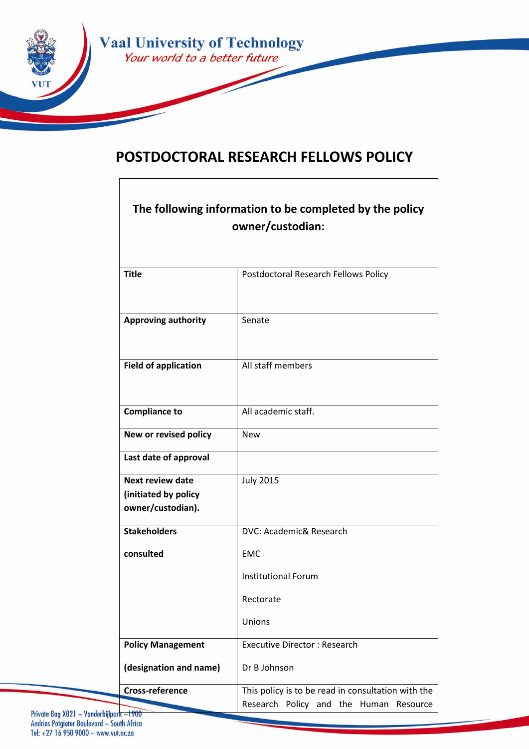Vaal University of Technology

*Your world to a better future*

# POSTDOCTORAL RESEARCH FELLOWS POLICY

| The following information to be completed by the policy owner/custodian: | |
|---|---|
| **Title** | Postdoctoral Research Fellows Policy |
| **Approving authority** | Senate |
| **Field of application** | All staff members |
| **Compliance to** | All academic staff. |
| **New or revised policy** | New |
| **Last date of approval** | |
| **Next review date (initiated by policy owner/custodian).** | July 2015 |
| **Stakeholders consulted** | DVC: Academic& Research<br>EMC<br>Institutional Forum<br>Rectorate<br>Unions |
| **Policy Management (designation and name)** | Executive Director : Research<br>Dr B Johnson |
| **Cross-reference** | This policy is to be read in consultation with the Research Policy and the Human Resource |

Private Bag X021 ~ Vanderbijlpark ~1900
Andries Potgieter Boulevard ~ South Africa
Tel: +27 16 950 9000 ~ www.vut.ac.za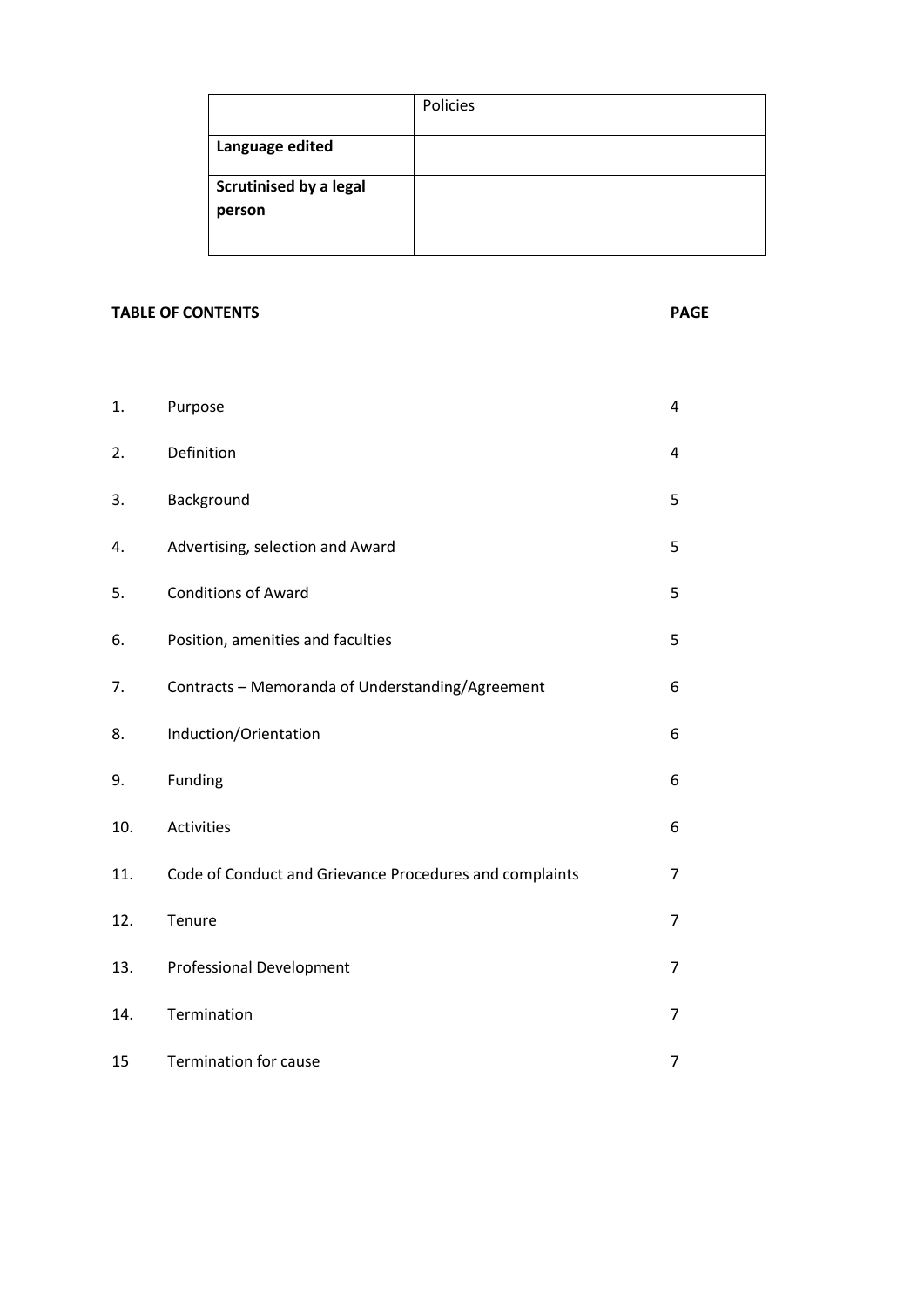|  | Policies |
| --- | --- |
| **Language edited** |  |
| **Scrutinised by a legal person** |  |

**TABLE OF CONTENTS** **PAGE**

| No. | Section | Page |
| --- | --- | --- |
| 1. | Purpose | 4 |
| 2. | Definition | 4 |
| 3. | Background | 5 |
| 4. | Advertising, selection and Award | 5 |
| 5. | Conditions of Award | 5 |
| 6. | Position, amenities and faculties | 5 |
| 7. | Contracts – Memoranda of Understanding/Agreement | 6 |
| 8. | Induction/Orientation | 6 |
| 9. | Funding | 6 |
| 10. | Activities | 6 |
| 11. | Code of Conduct and Grievance Procedures and complaints | 7 |
| 12. | Tenure | 7 |
| 13. | Professional Development | 7 |
| 14. | Termination | 7 |
| 15 | Termination for cause | 7 |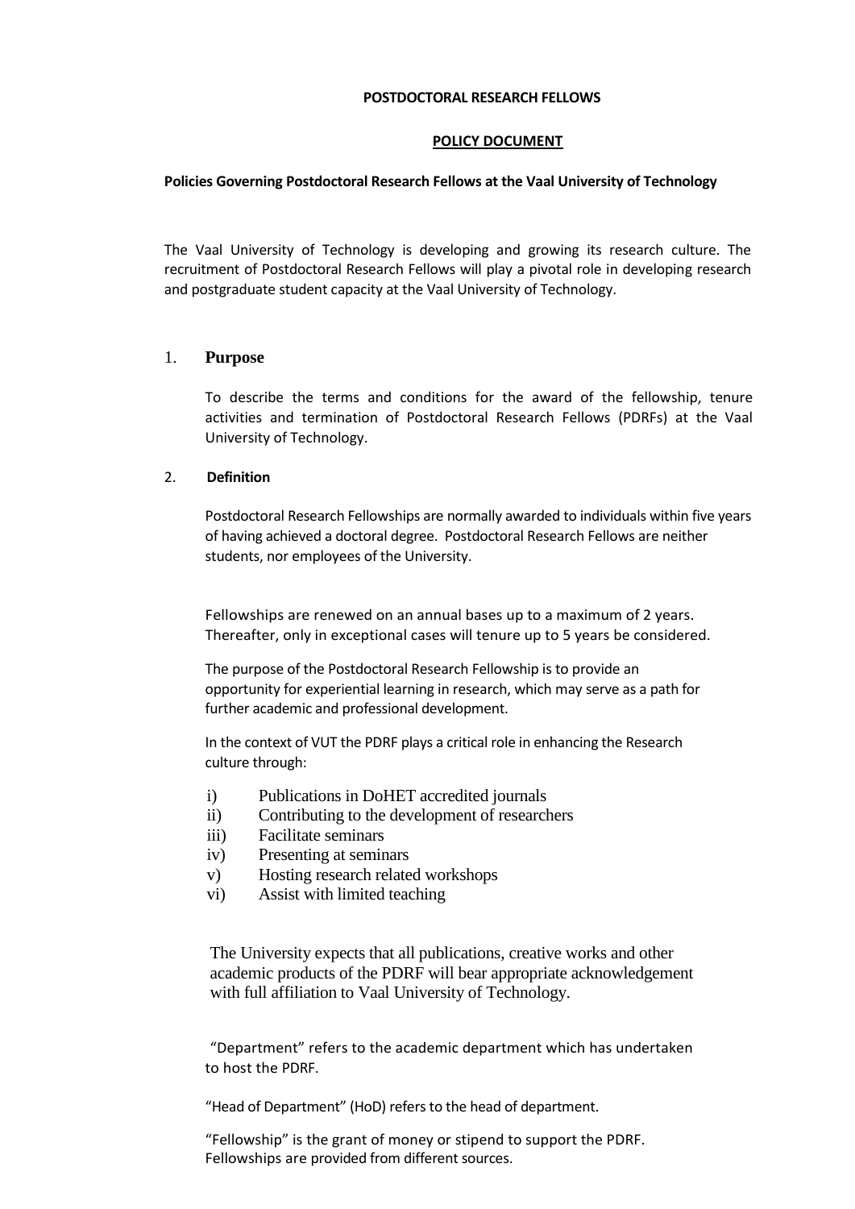**POSTDOCTORAL RESEARCH FELLOWS**

**POLICY DOCUMENT**

**Policies Governing Postdoctoral Research Fellows at the Vaal University of Technology**

The Vaal University of Technology is developing and growing its research culture. The recruitment of Postdoctoral Research Fellows will play a pivotal role in developing research and postgraduate student capacity at the Vaal University of Technology.

## 1. Purpose

To describe the terms and conditions for the award of the fellowship, tenure activities and termination of Postdoctoral Research Fellows (PDRFs) at the Vaal University of Technology.

## 2. Definition

Postdoctoral Research Fellowships are normally awarded to individuals within five years of having achieved a doctoral degree. Postdoctoral Research Fellows are neither students, nor employees of the University.

Fellowships are renewed on an annual bases up to a maximum of 2 years. Thereafter, only in exceptional cases will tenure up to 5 years be considered.

The purpose of the Postdoctoral Research Fellowship is to provide an opportunity for experiential learning in research, which may serve as a path for further academic and professional development.

In the context of VUT the PDRF plays a critical role in enhancing the Research culture through:

i) Publications in DoHET accredited journals
ii) Contributing to the development of researchers
iii) Facilitate seminars
iv) Presenting at seminars
v) Hosting research related workshops
vi) Assist with limited teaching

The University expects that all publications, creative works and other academic products of the PDRF will bear appropriate acknowledgement with full affiliation to Vaal University of Technology.

"Department" refers to the academic department which has undertaken to host the PDRF.

"Head of Department" (HoD) refers to the head of department.

"Fellowship" is the grant of money or stipend to support the PDRF. Fellowships are provided from different sources.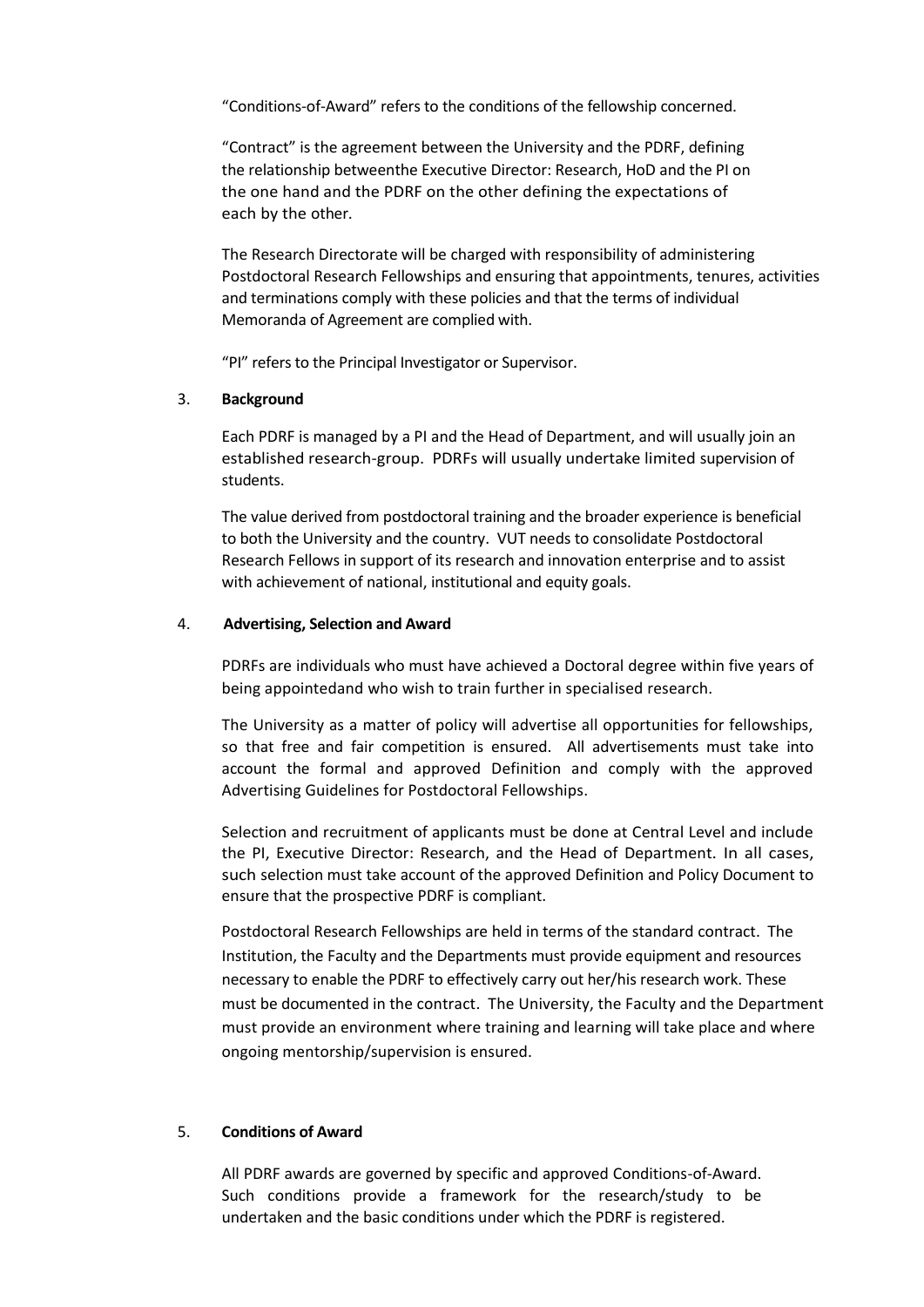"Conditions-of-Award" refers to the conditions of the fellowship concerned.

"Contract" is the agreement between the University and the PDRF, defining the relationship betweenthe Executive Director: Research, HoD and the PI on the one hand and the PDRF on the other defining the expectations of each by the other.

The Research Directorate will be charged with responsibility of administering Postdoctoral Research Fellowships and ensuring that appointments, tenures, activities and terminations comply with these policies and that the terms of individual Memoranda of Agreement are complied with.

"PI" refers to the Principal Investigator or Supervisor.

## 3. Background

Each PDRF is managed by a PI and the Head of Department, and will usually join an established research-group. PDRFs will usually undertake limited supervision of students.

The value derived from postdoctoral training and the broader experience is beneficial to both the University and the country. VUT needs to consolidate Postdoctoral Research Fellows in support of its research and innovation enterprise and to assist with achievement of national, institutional and equity goals.

## 4. Advertising, Selection and Award

PDRFs are individuals who must have achieved a Doctoral degree within five years of being appointedand who wish to train further in specialised research.

The University as a matter of policy will advertise all opportunities for fellowships, so that free and fair competition is ensured. All advertisements must take into account the formal and approved Definition and comply with the approved Advertising Guidelines for Postdoctoral Fellowships.

Selection and recruitment of applicants must be done at Central Level and include the PI, Executive Director: Research, and the Head of Department. In all cases, such selection must take account of the approved Definition and Policy Document to ensure that the prospective PDRF is compliant.

Postdoctoral Research Fellowships are held in terms of the standard contract. The Institution, the Faculty and the Departments must provide equipment and resources necessary to enable the PDRF to effectively carry out her/his research work. These must be documented in the contract. The University, the Faculty and the Department must provide an environment where training and learning will take place and where ongoing mentorship/supervision is ensured.

## 5. Conditions of Award

All PDRF awards are governed by specific and approved Conditions-of-Award. Such conditions provide a framework for the research/study to be undertaken and the basic conditions under which the PDRF is registered.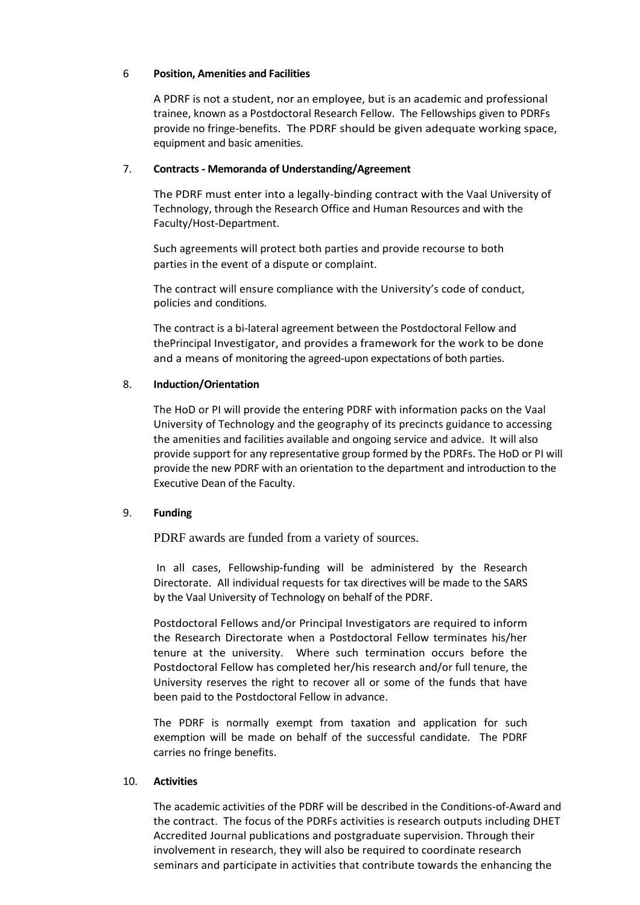## 6 **Position, Amenities and Facilities**

A PDRF is not a student, nor an employee, but is an academic and professional trainee, known as a Postdoctoral Research Fellow. The Fellowships given to PDRFs provide no fringe-benefits. The PDRF should be given adequate working space, equipment and basic amenities.

## 7. **Contracts - Memoranda of Understanding/Agreement**

The PDRF must enter into a legally-binding contract with the Vaal University of Technology, through the Research Office and Human Resources and with the Faculty/Host-Department.

Such agreements will protect both parties and provide recourse to both parties in the event of a dispute or complaint.

The contract will ensure compliance with the University's code of conduct, policies and conditions.

The contract is a bi-lateral agreement between the Postdoctoral Fellow and thePrincipal Investigator, and provides a framework for the work to be done and a means of monitoring the agreed-upon expectations of both parties.

## 8. **Induction/Orientation**

The HoD or PI will provide the entering PDRF with information packs on the Vaal University of Technology and the geography of its precincts guidance to accessing the amenities and facilities available and ongoing service and advice. It will also provide support for any representative group formed by the PDRFs. The HoD or PI will provide the new PDRF with an orientation to the department and introduction to the Executive Dean of the Faculty.

## 9. **Funding**

PDRF awards are funded from a variety of sources.

In all cases, Fellowship-funding will be administered by the Research Directorate. All individual requests for tax directives will be made to the SARS by the Vaal University of Technology on behalf of the PDRF.

Postdoctoral Fellows and/or Principal Investigators are required to inform the Research Directorate when a Postdoctoral Fellow terminates his/her tenure at the university. Where such termination occurs before the Postdoctoral Fellow has completed her/his research and/or full tenure, the University reserves the right to recover all or some of the funds that have been paid to the Postdoctoral Fellow in advance.

The PDRF is normally exempt from taxation and application for such exemption will be made on behalf of the successful candidate. The PDRF carries no fringe benefits.

## 10. **Activities**

The academic activities of the PDRF will be described in the Conditions-of-Award and the contract. The focus of the PDRFs activities is research outputs including DHET Accredited Journal publications and postgraduate supervision. Through their involvement in research, they will also be required to coordinate research seminars and participate in activities that contribute towards the enhancing the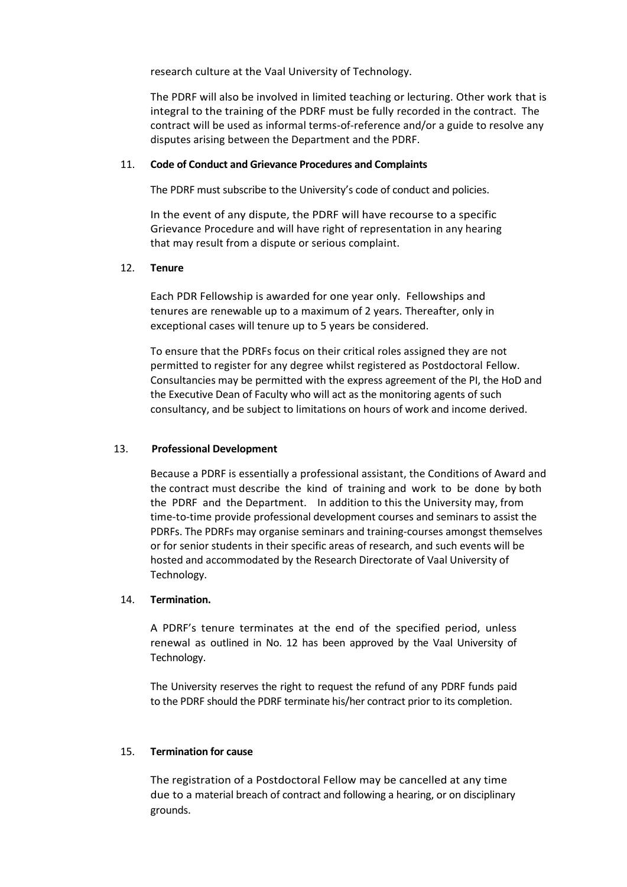research culture at the Vaal University of Technology.

The PDRF will also be involved in limited teaching or lecturing. Other work that is integral to the training of the PDRF must be fully recorded in the contract. The contract will be used as informal terms-of-reference and/or a guide to resolve any disputes arising between the Department and the PDRF.

## 11. Code of Conduct and Grievance Procedures and Complaints

The PDRF must subscribe to the University's code of conduct and policies.

In the event of any dispute, the PDRF will have recourse to a specific Grievance Procedure and will have right of representation in any hearing that may result from a dispute or serious complaint.

## 12. Tenure

Each PDR Fellowship is awarded for one year only. Fellowships and tenures are renewable up to a maximum of 2 years. Thereafter, only in exceptional cases will tenure up to 5 years be considered.

To ensure that the PDRFs focus on their critical roles assigned they are not permitted to register for any degree whilst registered as Postdoctoral Fellow. Consultancies may be permitted with the express agreement of the PI, the HoD and the Executive Dean of Faculty who will act as the monitoring agents of such consultancy, and be subject to limitations on hours of work and income derived.

## 13. Professional Development

Because a PDRF is essentially a professional assistant, the Conditions of Award and the contract must describe the kind of training and work to be done by both the PDRF and the Department. In addition to this the University may, from time-to-time provide professional development courses and seminars to assist the PDRFs. The PDRFs may organise seminars and training-courses amongst themselves or for senior students in their specific areas of research, and such events will be hosted and accommodated by the Research Directorate of Vaal University of Technology.

## 14. Termination.

A PDRF's tenure terminates at the end of the specified period, unless renewal as outlined in No. 12 has been approved by the Vaal University of Technology.

The University reserves the right to request the refund of any PDRF funds paid to the PDRF should the PDRF terminate his/her contract prior to its completion.

## 15. Termination for cause

The registration of a Postdoctoral Fellow may be cancelled at any time due to a material breach of contract and following a hearing, or on disciplinary grounds.